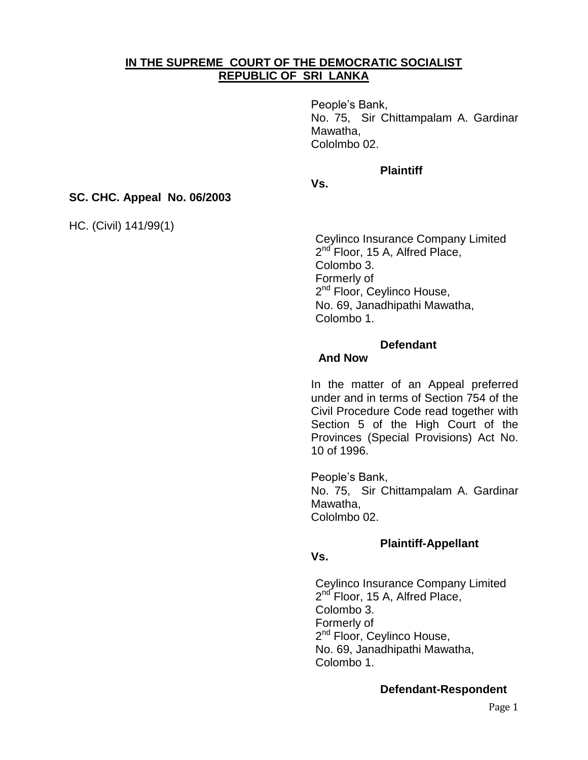**IN THE SUPREME COURT OF THE DEMOCRATIC SOCIALIST REPUBLIC OF SRI LANKA**

People's Bank,
No. 75, Sir Chittampalam A. Gardinar Mawatha,
Cololmbo 02.

**Plaintiff**

**Vs.**

**SC. CHC. Appeal No. 06/2003**

HC. (Civil) 141/99(1)

Ceylinco Insurance Company Limited
2nd Floor, 15 A, Alfred Place,
Colombo 3.
Formerly of
2nd Floor, Ceylinco House,
No. 69, Janadhipathi Mawatha,
Colombo 1.

**Defendant**

**And Now**

In the matter of an Appeal preferred under and in terms of Section 754 of the Civil Procedure Code read together with Section 5 of the High Court of the Provinces (Special Provisions) Act No. 10 of 1996.

People's Bank,
No. 75, Sir Chittampalam A. Gardinar Mawatha,
Cololmbo 02.

**Plaintiff-Appellant**

**Vs.**

Ceylinco Insurance Company Limited
2nd Floor, 15 A, Alfred Place,
Colombo 3.
Formerly of
2nd Floor, Ceylinco House,
No. 69, Janadhipathi Mawatha,
Colombo 1.

**Defendant-Respondent**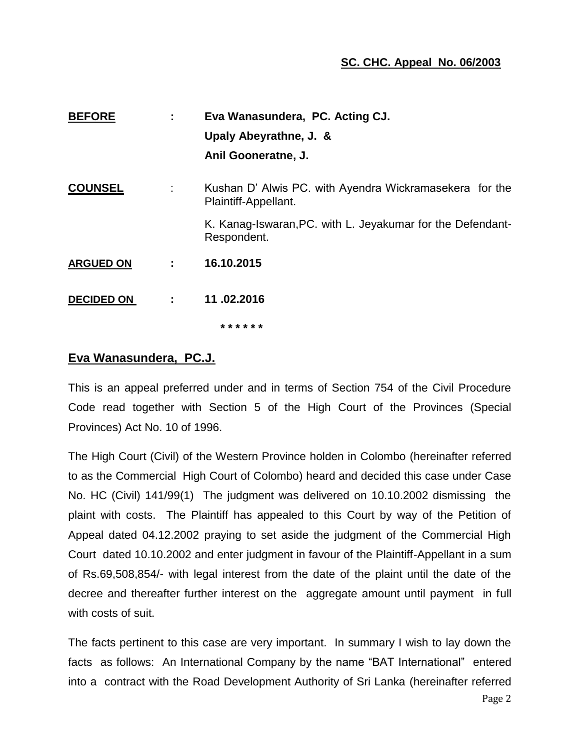**SC. CHC. Appeal No. 06/2003**

| | | |
|---|---|---|
| **BEFORE** | **:** | **Eva Wanasundera, PC. Acting CJ.** |
| | | **Upaly Abeyrathne, J. &** |
| | | **Anil Gooneratne, J.** |
| **COUNSEL** | : | Kushan D' Alwis PC. with Ayendra Wickramasekera for the Plaintiff-Appellant. |
| | | K. Kanag-Iswaran,PC. with L. Jeyakumar for the Defendant-Respondent. |
| **ARGUED ON** | **:** | **16.10.2015** |
| **DECIDED ON** | **:** | **11 .02.2016** |

\* \* \* \* \* \*

## Eva Wanasundera, PC.J.

This is an appeal preferred under and in terms of Section 754 of the Civil Procedure Code read together with Section 5 of the High Court of the Provinces (Special Provinces) Act No. 10 of 1996.

The High Court (Civil) of the Western Province holden in Colombo (hereinafter referred to as the Commercial High Court of Colombo) heard and decided this case under Case No. HC (Civil) 141/99(1) The judgment was delivered on 10.10.2002 dismissing the plaint with costs. The Plaintiff has appealed to this Court by way of the Petition of Appeal dated 04.12.2002 praying to set aside the judgment of the Commercial High Court dated 10.10.2002 and enter judgment in favour of the Plaintiff-Appellant in a sum of Rs.69,508,854/- with legal interest from the date of the plaint until the date of the decree and thereafter further interest on the aggregate amount until payment in full with costs of suit.

The facts pertinent to this case are very important. In summary I wish to lay down the facts as follows: An International Company by the name "BAT International" entered into a contract with the Road Development Authority of Sri Lanka (hereinafter referred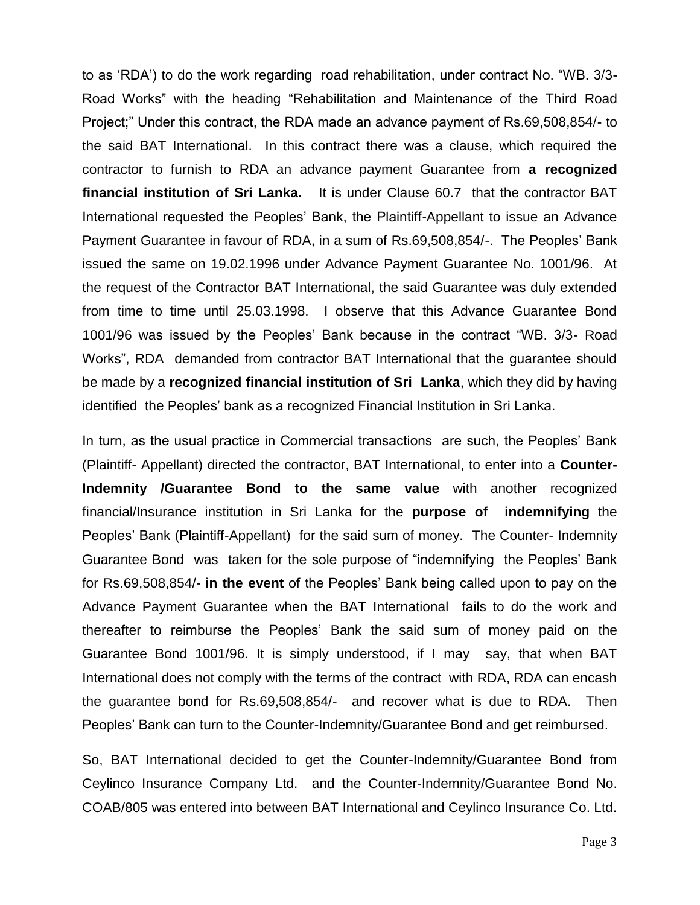to as 'RDA') to do the work regarding road rehabilitation, under contract No. "WB. 3/3- Road Works" with the heading "Rehabilitation and Maintenance of the Third Road Project;" Under this contract, the RDA made an advance payment of Rs.69,508,854/- to the said BAT International. In this contract there was a clause, which required the contractor to furnish to RDA an advance payment Guarantee from **a recognized financial institution of Sri Lanka.** It is under Clause 60.7 that the contractor BAT International requested the Peoples' Bank, the Plaintiff-Appellant to issue an Advance Payment Guarantee in favour of RDA, in a sum of Rs.69,508,854/-. The Peoples' Bank issued the same on 19.02.1996 under Advance Payment Guarantee No. 1001/96. At the request of the Contractor BAT International, the said Guarantee was duly extended from time to time until 25.03.1998. I observe that this Advance Guarantee Bond 1001/96 was issued by the Peoples' Bank because in the contract "WB. 3/3- Road Works", RDA demanded from contractor BAT International that the guarantee should be made by a **recognized financial institution of Sri Lanka**, which they did by having identified the Peoples' bank as a recognized Financial Institution in Sri Lanka.

In turn, as the usual practice in Commercial transactions are such, the Peoples' Bank (Plaintiff- Appellant) directed the contractor, BAT International, to enter into a **Counter-Indemnity /Guarantee Bond to the same value** with another recognized financial/Insurance institution in Sri Lanka for the **purpose of indemnifying** the Peoples' Bank (Plaintiff-Appellant) for the said sum of money. The Counter- Indemnity Guarantee Bond was taken for the sole purpose of "indemnifying the Peoples' Bank for Rs.69,508,854/- **in the event** of the Peoples' Bank being called upon to pay on the Advance Payment Guarantee when the BAT International fails to do the work and thereafter to reimburse the Peoples' Bank the said sum of money paid on the Guarantee Bond 1001/96. It is simply understood, if I may say, that when BAT International does not comply with the terms of the contract with RDA, RDA can encash the guarantee bond for Rs.69,508,854/- and recover what is due to RDA. Then Peoples' Bank can turn to the Counter-Indemnity/Guarantee Bond and get reimbursed.

So, BAT International decided to get the Counter-Indemnity/Guarantee Bond from Ceylinco Insurance Company Ltd. and the Counter-Indemnity/Guarantee Bond No. COAB/805 was entered into between BAT International and Ceylinco Insurance Co. Ltd.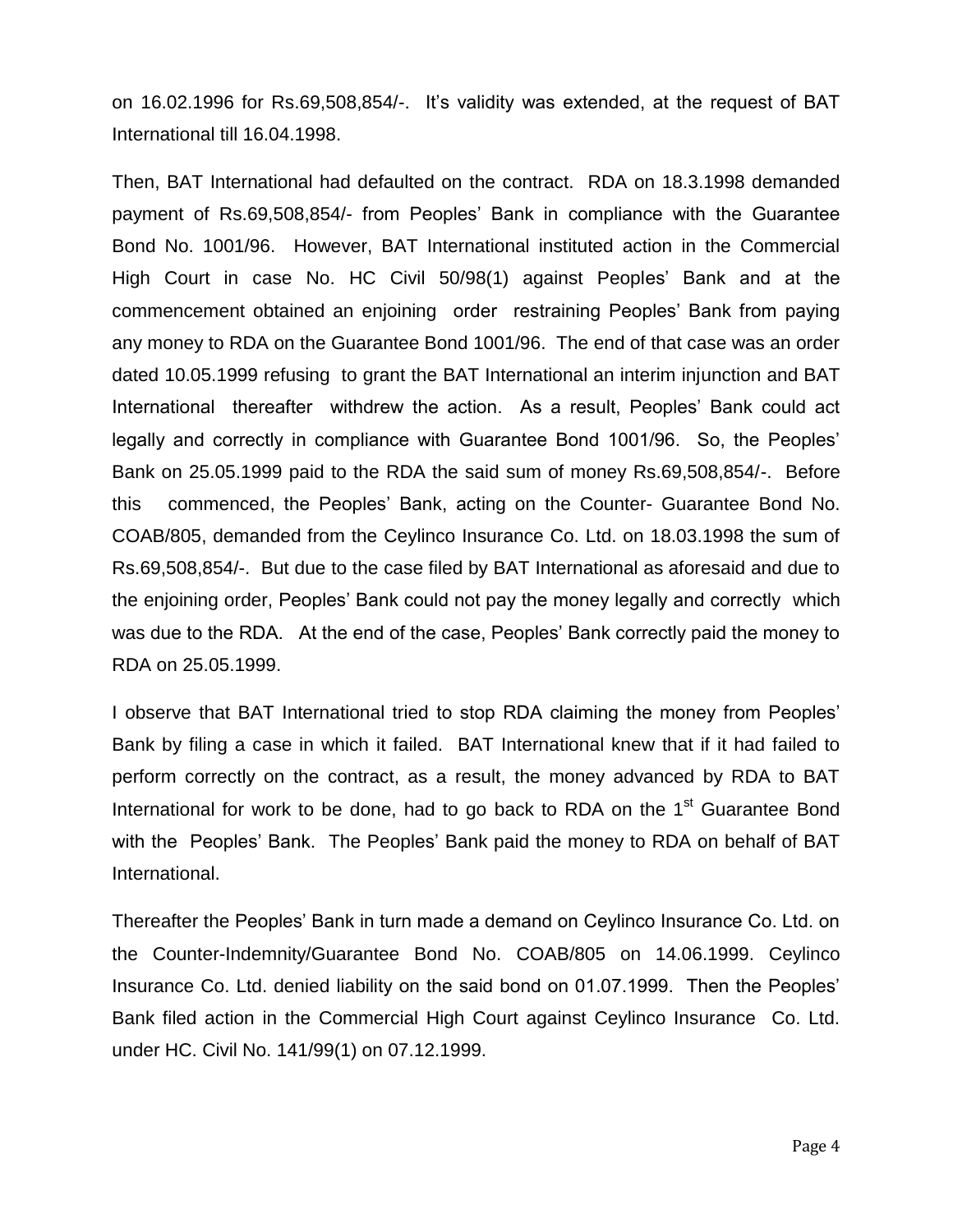on 16.02.1996 for Rs.69,508,854/-. It's validity was extended, at the request of BAT International till 16.04.1998.

Then, BAT International had defaulted on the contract. RDA on 18.3.1998 demanded payment of Rs.69,508,854/- from Peoples' Bank in compliance with the Guarantee Bond No. 1001/96. However, BAT International instituted action in the Commercial High Court in case No. HC Civil 50/98(1) against Peoples' Bank and at the commencement obtained an enjoining order restraining Peoples' Bank from paying any money to RDA on the Guarantee Bond 1001/96. The end of that case was an order dated 10.05.1999 refusing to grant the BAT International an interim injunction and BAT International thereafter withdrew the action. As a result, Peoples' Bank could act legally and correctly in compliance with Guarantee Bond 1001/96. So, the Peoples' Bank on 25.05.1999 paid to the RDA the said sum of money Rs.69,508,854/-. Before this commenced, the Peoples' Bank, acting on the Counter- Guarantee Bond No. COAB/805, demanded from the Ceylinco Insurance Co. Ltd. on 18.03.1998 the sum of Rs.69,508,854/-. But due to the case filed by BAT International as aforesaid and due to the enjoining order, Peoples' Bank could not pay the money legally and correctly which was due to the RDA. At the end of the case, Peoples' Bank correctly paid the money to RDA on 25.05.1999.

I observe that BAT International tried to stop RDA claiming the money from Peoples' Bank by filing a case in which it failed. BAT International knew that if it had failed to perform correctly on the contract, as a result, the money advanced by RDA to BAT International for work to be done, had to go back to RDA on the 1st Guarantee Bond with the Peoples' Bank. The Peoples' Bank paid the money to RDA on behalf of BAT International.

Thereafter the Peoples' Bank in turn made a demand on Ceylinco Insurance Co. Ltd. on the Counter-Indemnity/Guarantee Bond No. COAB/805 on 14.06.1999. Ceylinco Insurance Co. Ltd. denied liability on the said bond on 01.07.1999. Then the Peoples' Bank filed action in the Commercial High Court against Ceylinco Insurance Co. Ltd. under HC. Civil No. 141/99(1) on 07.12.1999.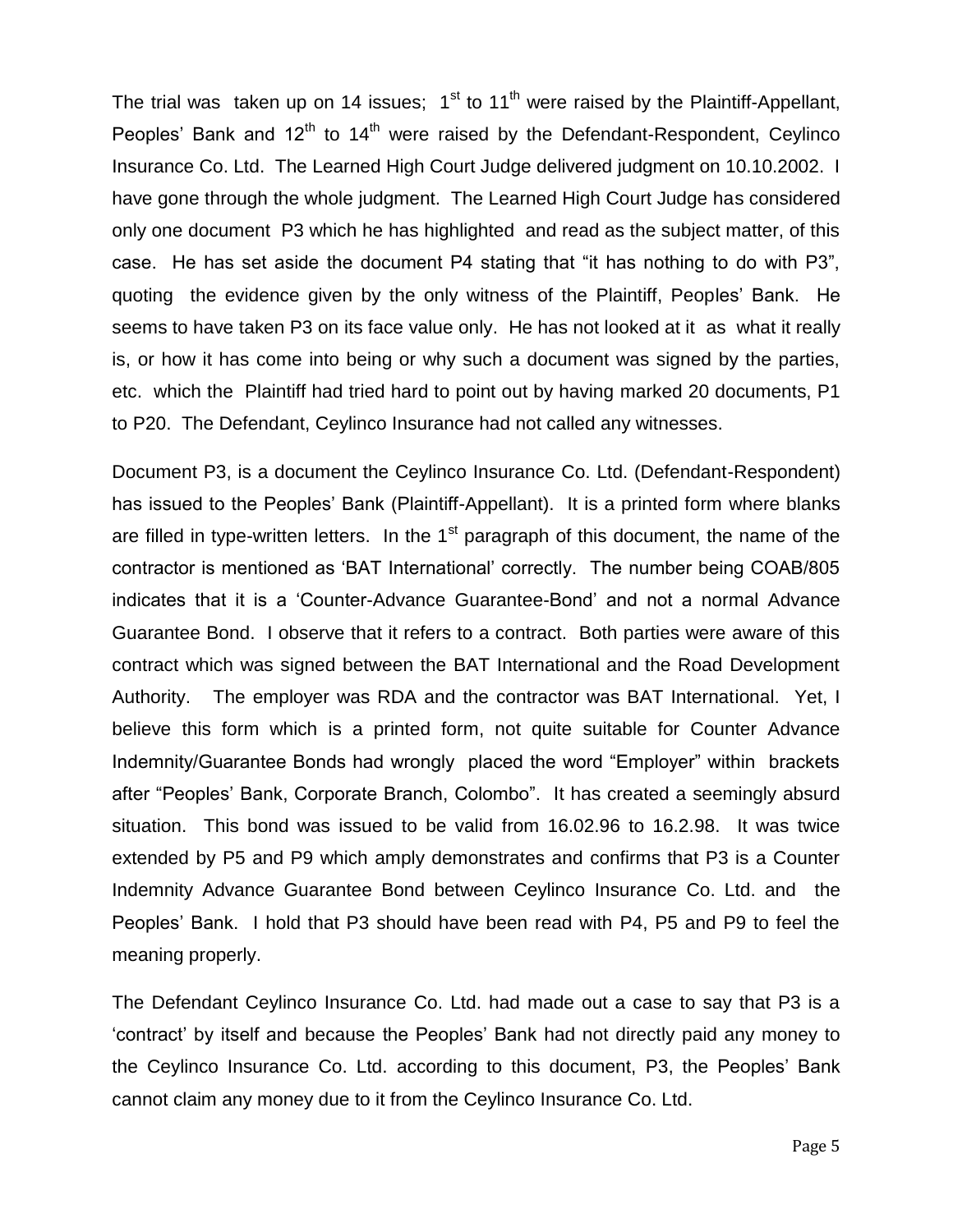The trial was taken up on 14 issues; 1st to 11th were raised by the Plaintiff-Appellant, Peoples' Bank and 12th to 14th were raised by the Defendant-Respondent, Ceylinco Insurance Co. Ltd. The Learned High Court Judge delivered judgment on 10.10.2002. I have gone through the whole judgment. The Learned High Court Judge has considered only one document P3 which he has highlighted and read as the subject matter, of this case. He has set aside the document P4 stating that "it has nothing to do with P3", quoting the evidence given by the only witness of the Plaintiff, Peoples' Bank. He seems to have taken P3 on its face value only. He has not looked at it as what it really is, or how it has come into being or why such a document was signed by the parties, etc. which the Plaintiff had tried hard to point out by having marked 20 documents, P1 to P20. The Defendant, Ceylinco Insurance had not called any witnesses.

Document P3, is a document the Ceylinco Insurance Co. Ltd. (Defendant-Respondent) has issued to the Peoples' Bank (Plaintiff-Appellant). It is a printed form where blanks are filled in type-written letters. In the 1st paragraph of this document, the name of the contractor is mentioned as 'BAT International' correctly. The number being COAB/805 indicates that it is a 'Counter-Advance Guarantee-Bond' and not a normal Advance Guarantee Bond. I observe that it refers to a contract. Both parties were aware of this contract which was signed between the BAT International and the Road Development Authority. The employer was RDA and the contractor was BAT International. Yet, I believe this form which is a printed form, not quite suitable for Counter Advance Indemnity/Guarantee Bonds had wrongly placed the word "Employer" within brackets after "Peoples' Bank, Corporate Branch, Colombo". It has created a seemingly absurd situation. This bond was issued to be valid from 16.02.96 to 16.2.98. It was twice extended by P5 and P9 which amply demonstrates and confirms that P3 is a Counter Indemnity Advance Guarantee Bond between Ceylinco Insurance Co. Ltd. and the Peoples' Bank. I hold that P3 should have been read with P4, P5 and P9 to feel the meaning properly.

The Defendant Ceylinco Insurance Co. Ltd. had made out a case to say that P3 is a 'contract' by itself and because the Peoples' Bank had not directly paid any money to the Ceylinco Insurance Co. Ltd. according to this document, P3, the Peoples' Bank cannot claim any money due to it from the Ceylinco Insurance Co. Ltd.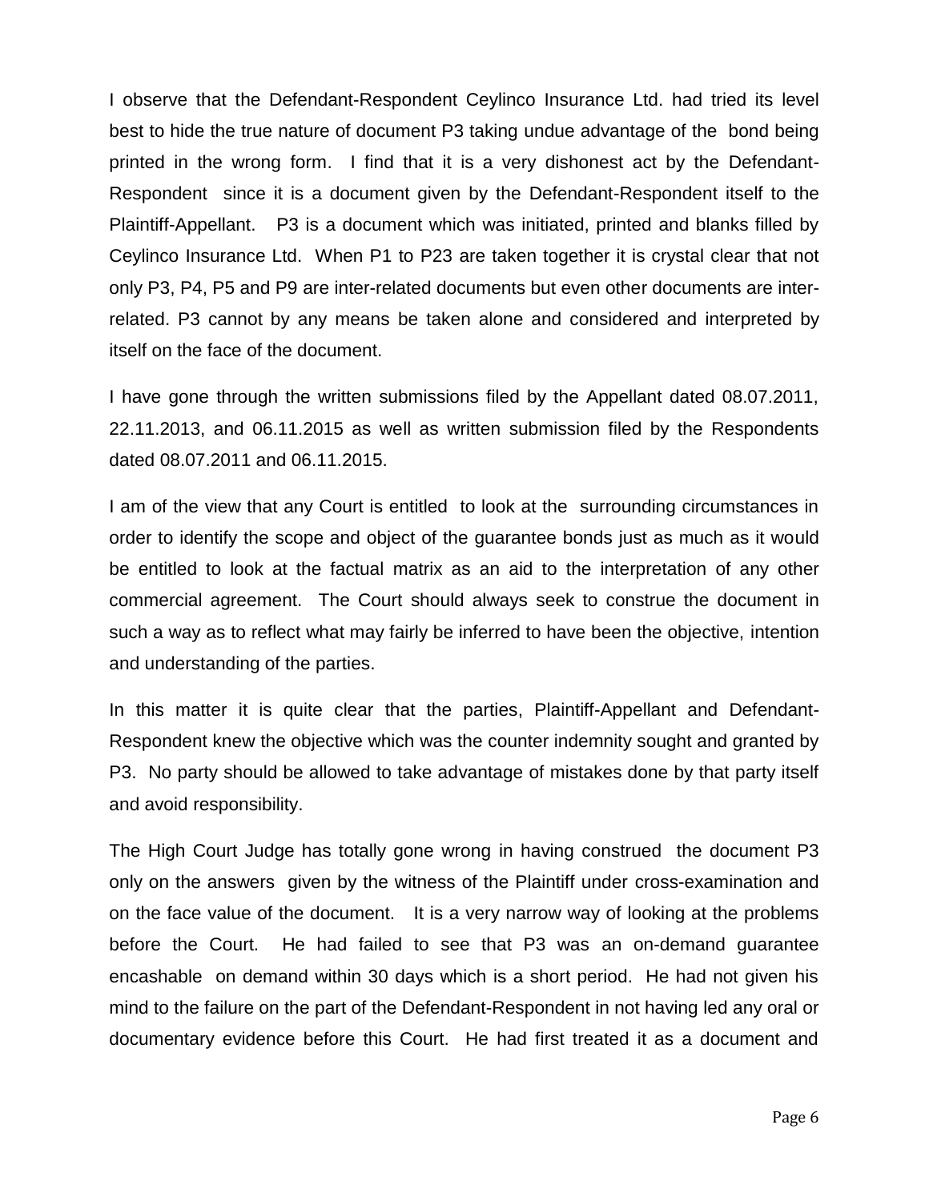I observe that the Defendant-Respondent Ceylinco Insurance Ltd. had tried its level best to hide the true nature of document P3 taking undue advantage of the bond being printed in the wrong form. I find that it is a very dishonest act by the Defendant-Respondent since it is a document given by the Defendant-Respondent itself to the Plaintiff-Appellant. P3 is a document which was initiated, printed and blanks filled by Ceylinco Insurance Ltd. When P1 to P23 are taken together it is crystal clear that not only P3, P4, P5 and P9 are inter-related documents but even other documents are inter-related. P3 cannot by any means be taken alone and considered and interpreted by itself on the face of the document.

I have gone through the written submissions filed by the Appellant dated 08.07.2011, 22.11.2013, and 06.11.2015 as well as written submission filed by the Respondents dated 08.07.2011 and 06.11.2015.

I am of the view that any Court is entitled to look at the surrounding circumstances in order to identify the scope and object of the guarantee bonds just as much as it would be entitled to look at the factual matrix as an aid to the interpretation of any other commercial agreement. The Court should always seek to construe the document in such a way as to reflect what may fairly be inferred to have been the objective, intention and understanding of the parties.

In this matter it is quite clear that the parties, Plaintiff-Appellant and Defendant-Respondent knew the objective which was the counter indemnity sought and granted by P3. No party should be allowed to take advantage of mistakes done by that party itself and avoid responsibility.

The High Court Judge has totally gone wrong in having construed the document P3 only on the answers given by the witness of the Plaintiff under cross-examination and on the face value of the document. It is a very narrow way of looking at the problems before the Court. He had failed to see that P3 was an on-demand guarantee encashable on demand within 30 days which is a short period. He had not given his mind to the failure on the part of the Defendant-Respondent in not having led any oral or documentary evidence before this Court. He had first treated it as a document and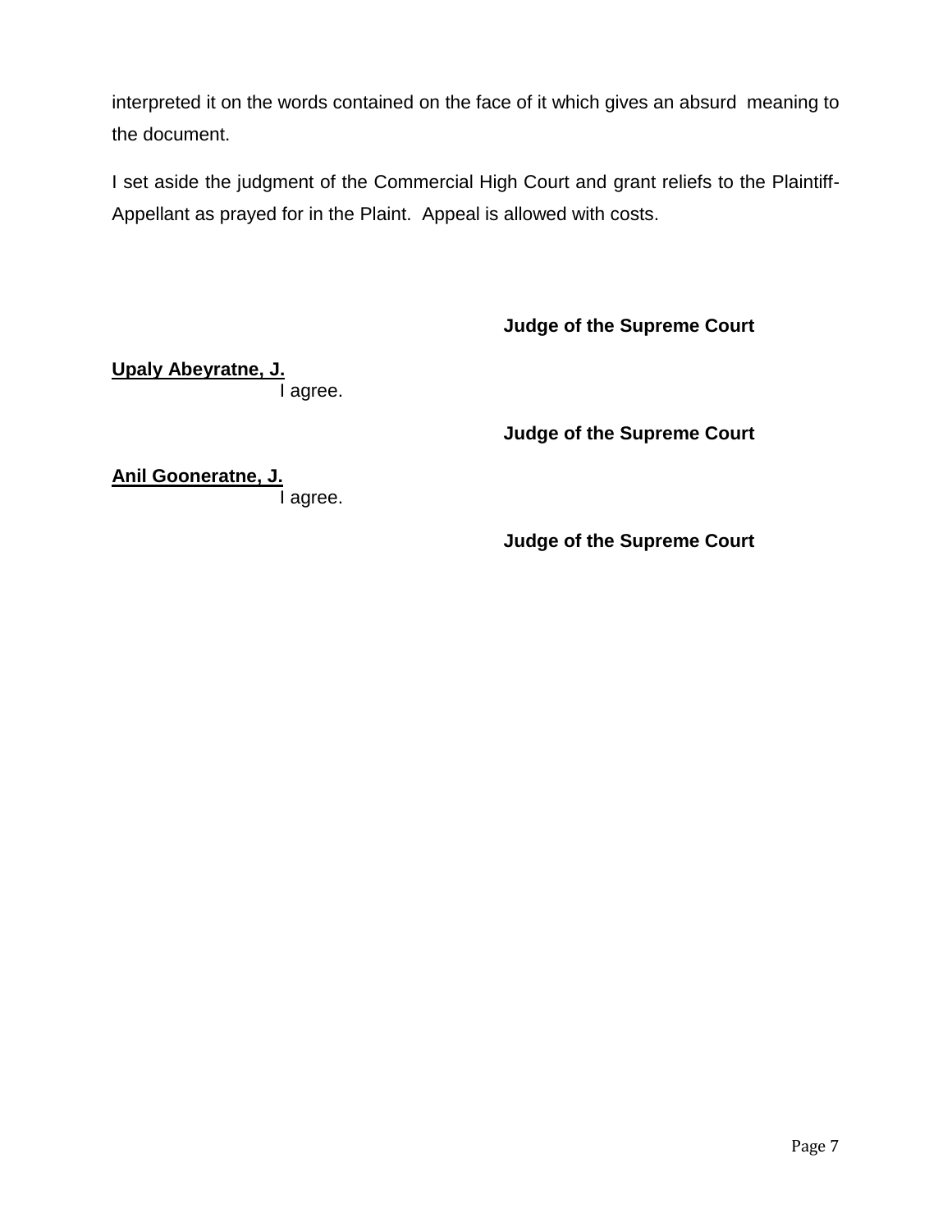interpreted it on the words contained on the face of it which gives an absurd meaning to the document.

I set aside the judgment of the Commercial High Court and grant reliefs to the Plaintiff-Appellant as prayed for in the Plaint. Appeal is allowed with costs.

**Judge of the Supreme Court**

**Upaly Abeyratne, J.**

I agree.

**Judge of the Supreme Court**

**Anil Gooneratne, J.**

I agree.

**Judge of the Supreme Court**